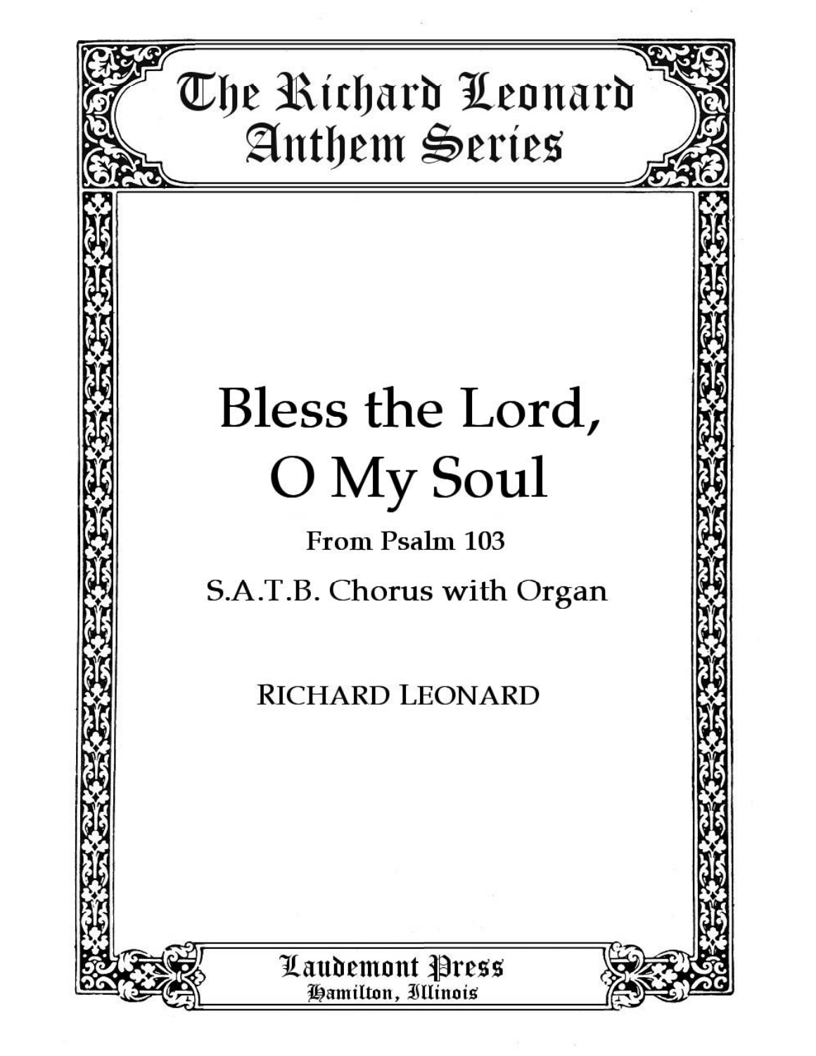The Richard Leonard Anthem Series

# Bless the Lord, O My Soul

**From Psalm 103**

S.A.T.B. Chorus with Organ

RICHARD LEONARD

Laudemont Press
Hamilton, Illinois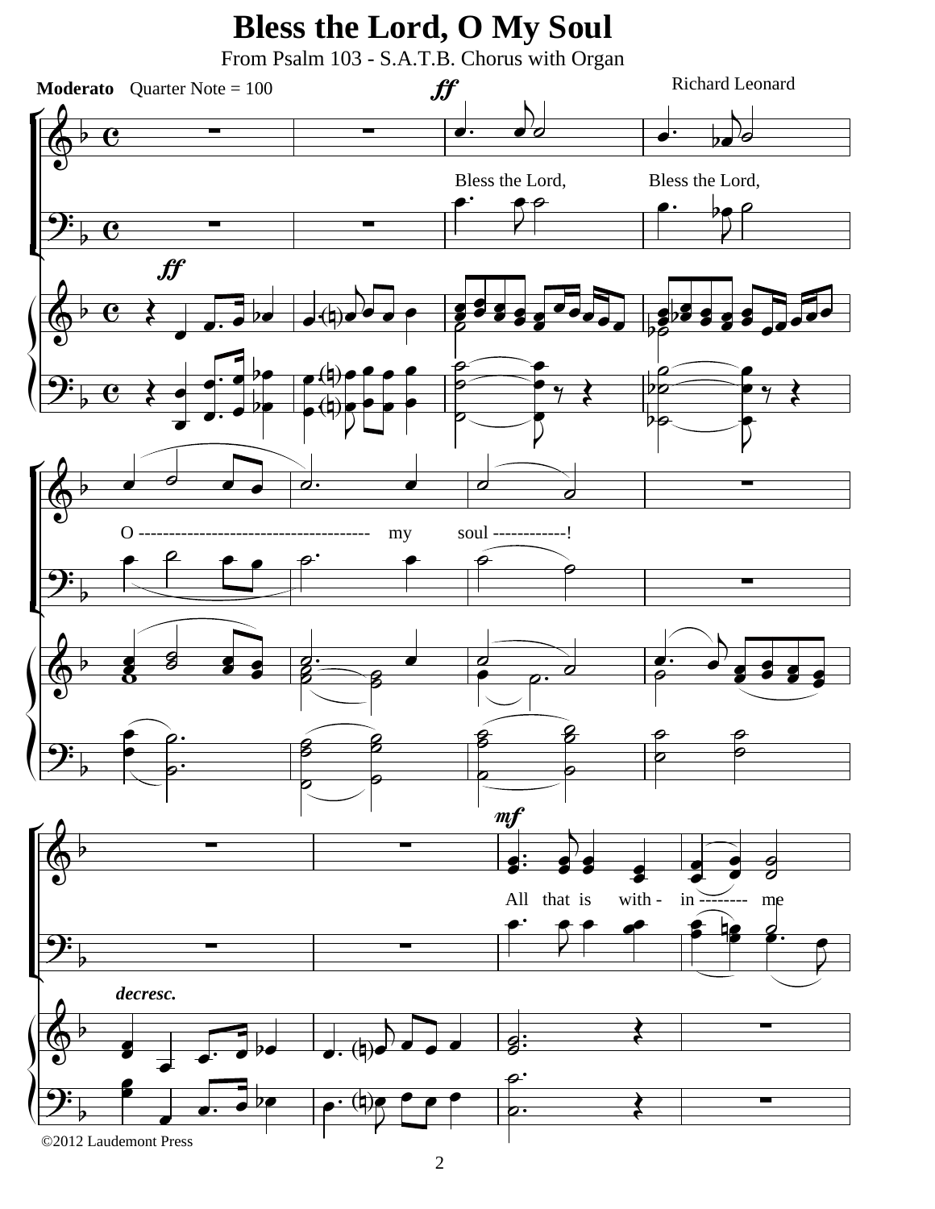# Bless the Lord, O My Soul

From Psalm 103 - S.A.T.B. Chorus with Organ

Richard Leonard

**Moderato** Quarter Note = 100

*ff*

Bless the Lord, Bless the Lord,

O ------------------------------------- my soul ------------!

*decresc.*

*mf*

All that is with - in -------- me

©2012 Laudemont Press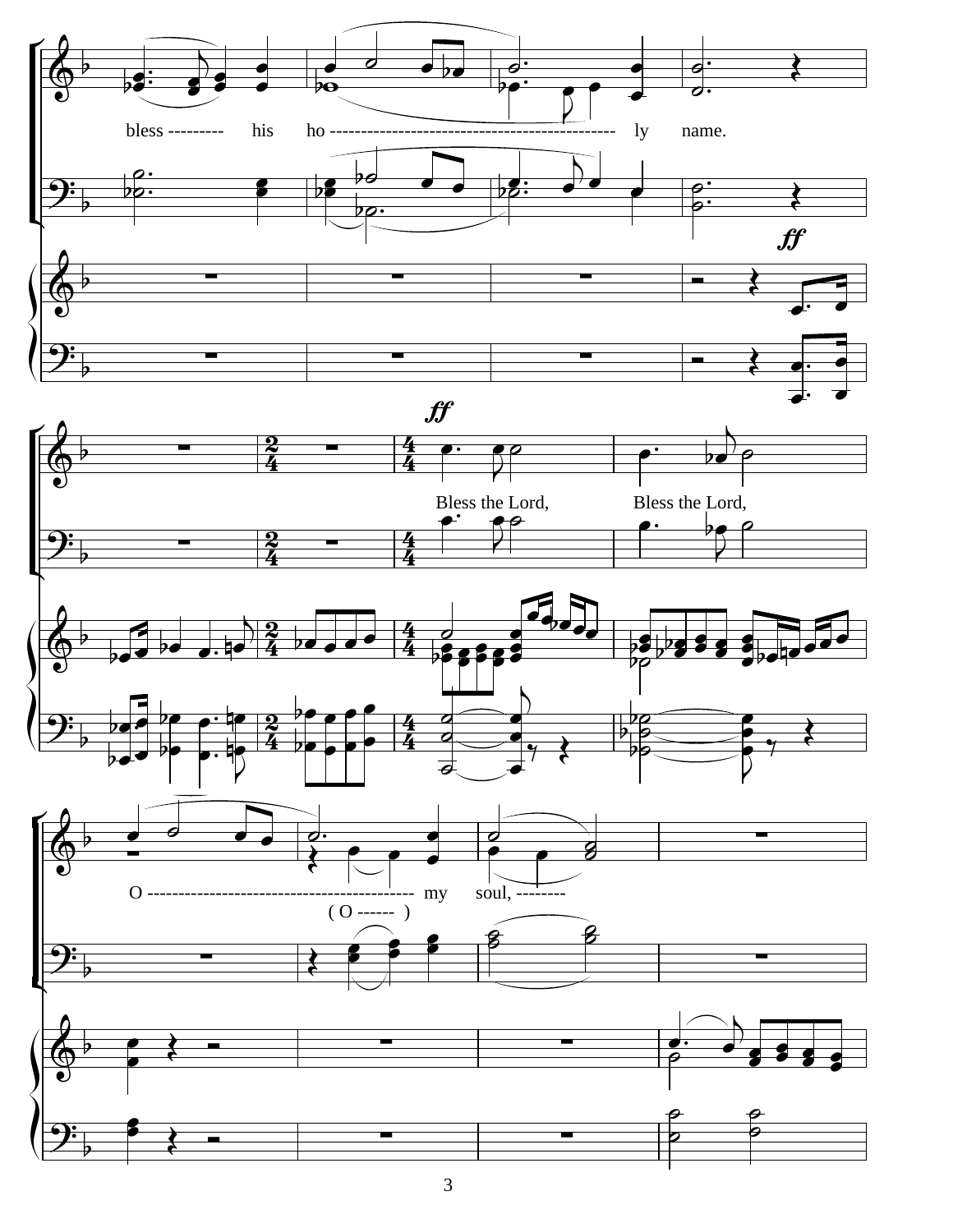bless --------- his ho --------------------------------------------- ly name.

*ff*

*ff*

Bless the Lord, Bless the Lord,

O ------------------------------------------ my soul, --------

( O ------ )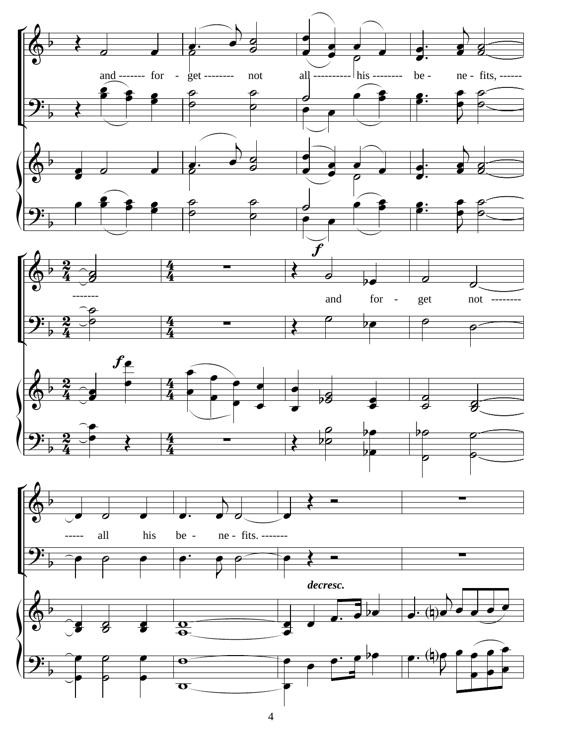and ------- for - get -------- not all ---------- his -------- be - ne - fits, ------

------- and for - get not --------

----- all his be - ne - fits. -------

*f*

*decresc.*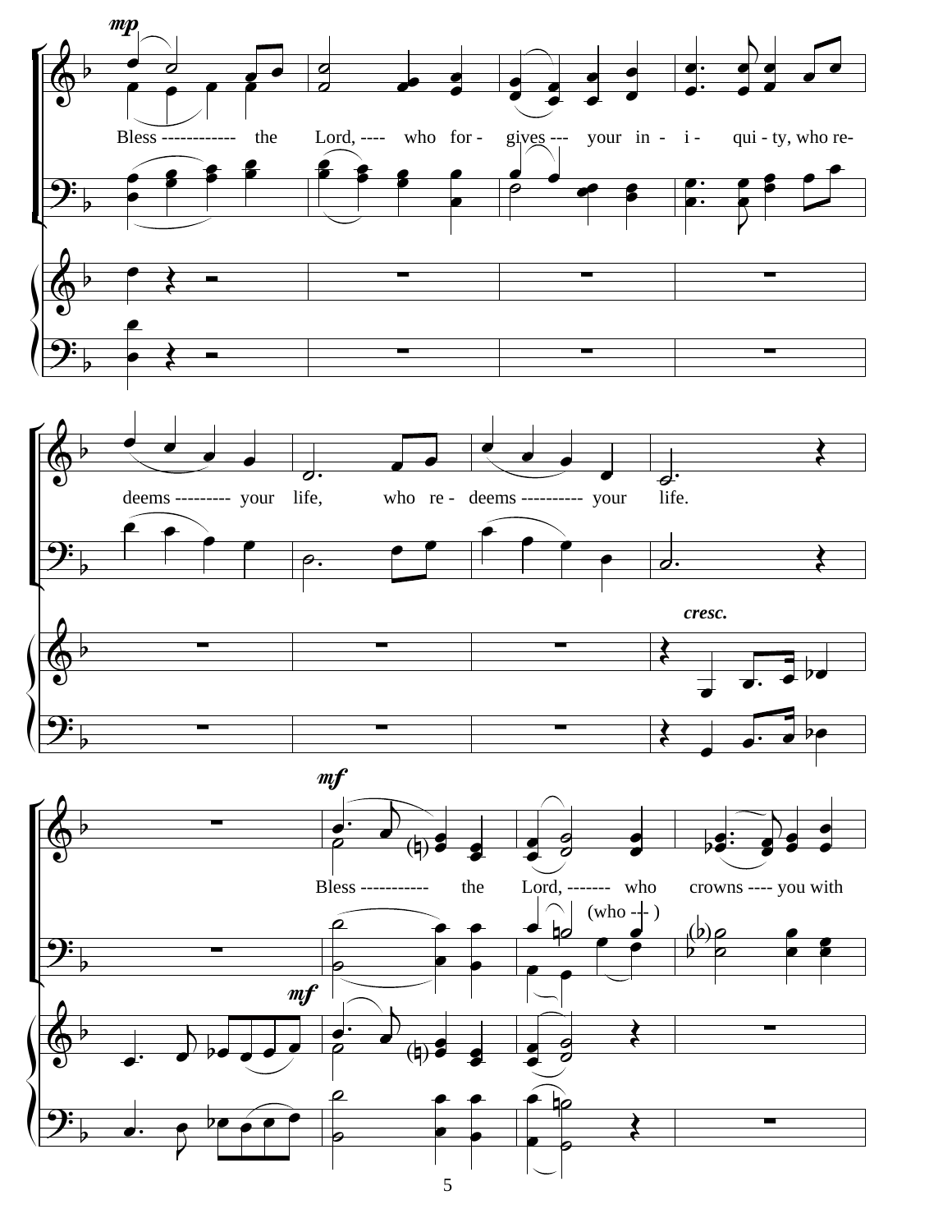*mp*

Bless ----------- the Lord, ---- who for - gives --- your in - i - qui - ty, who re-

deems --------- your life, who re - deems --------- your life.

*cresc.*

*mf*

Bless ---------- the Lord, ------- who crowns ---- you with

(who --- )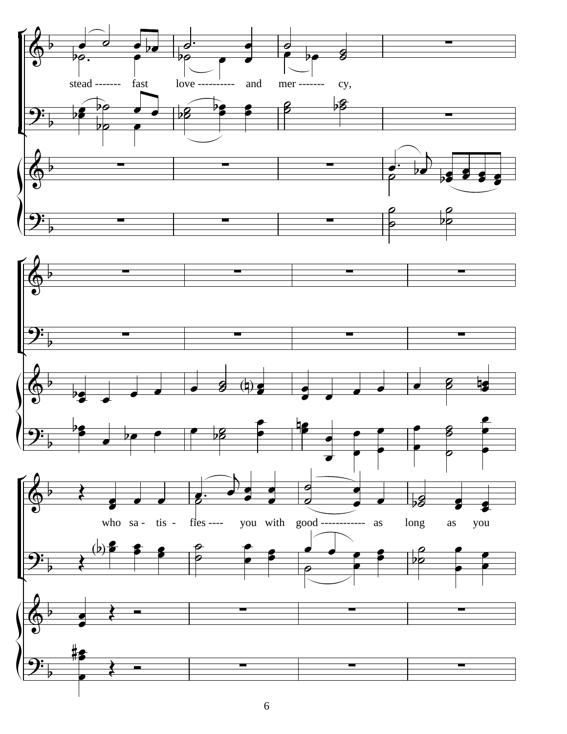stead ------- fast love ---------- and mer ------- cy,

who sa - tis - fies ---- you with good ------------ as long as you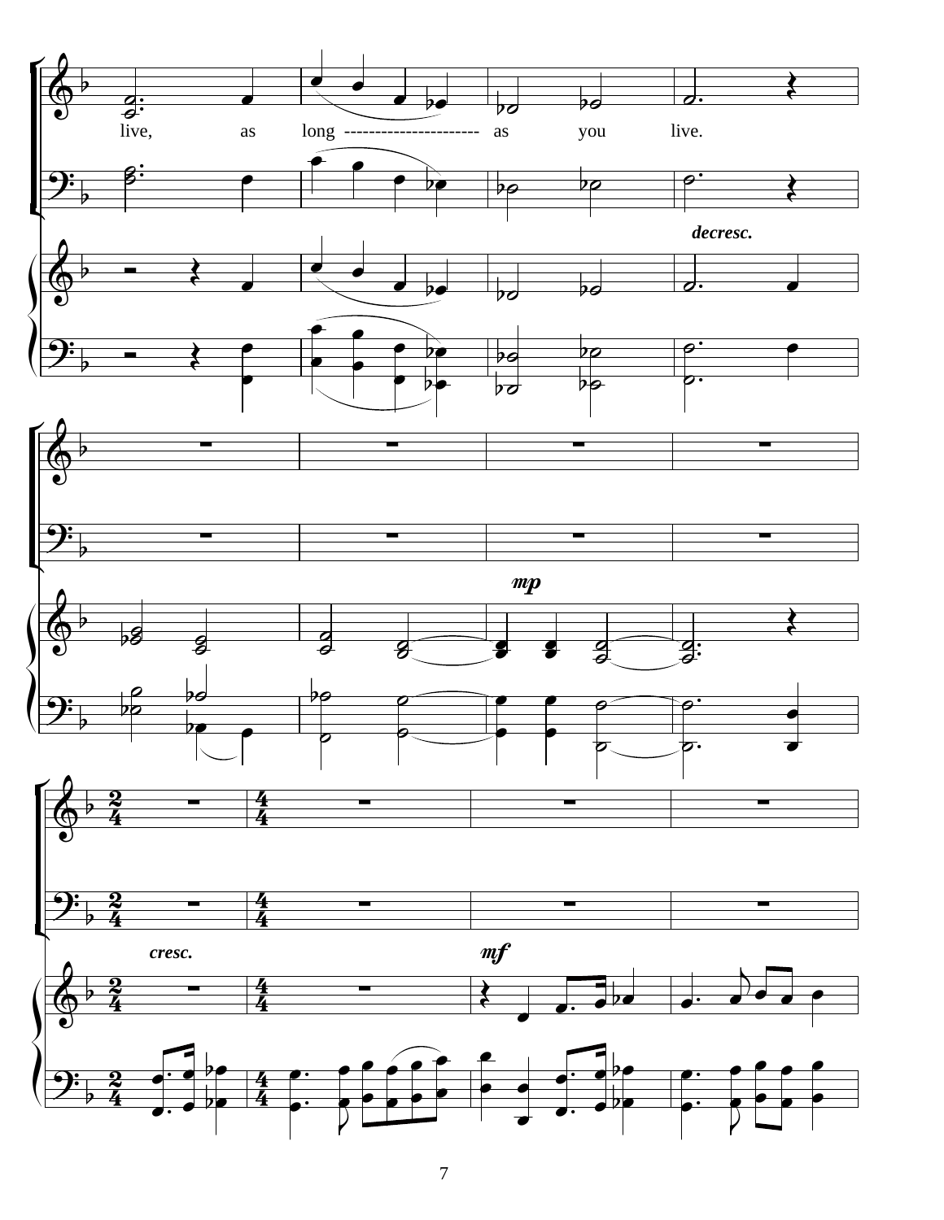live, as long ---------------------- as you live.

*decresc.*

*mp*

*cresc.*

*mf*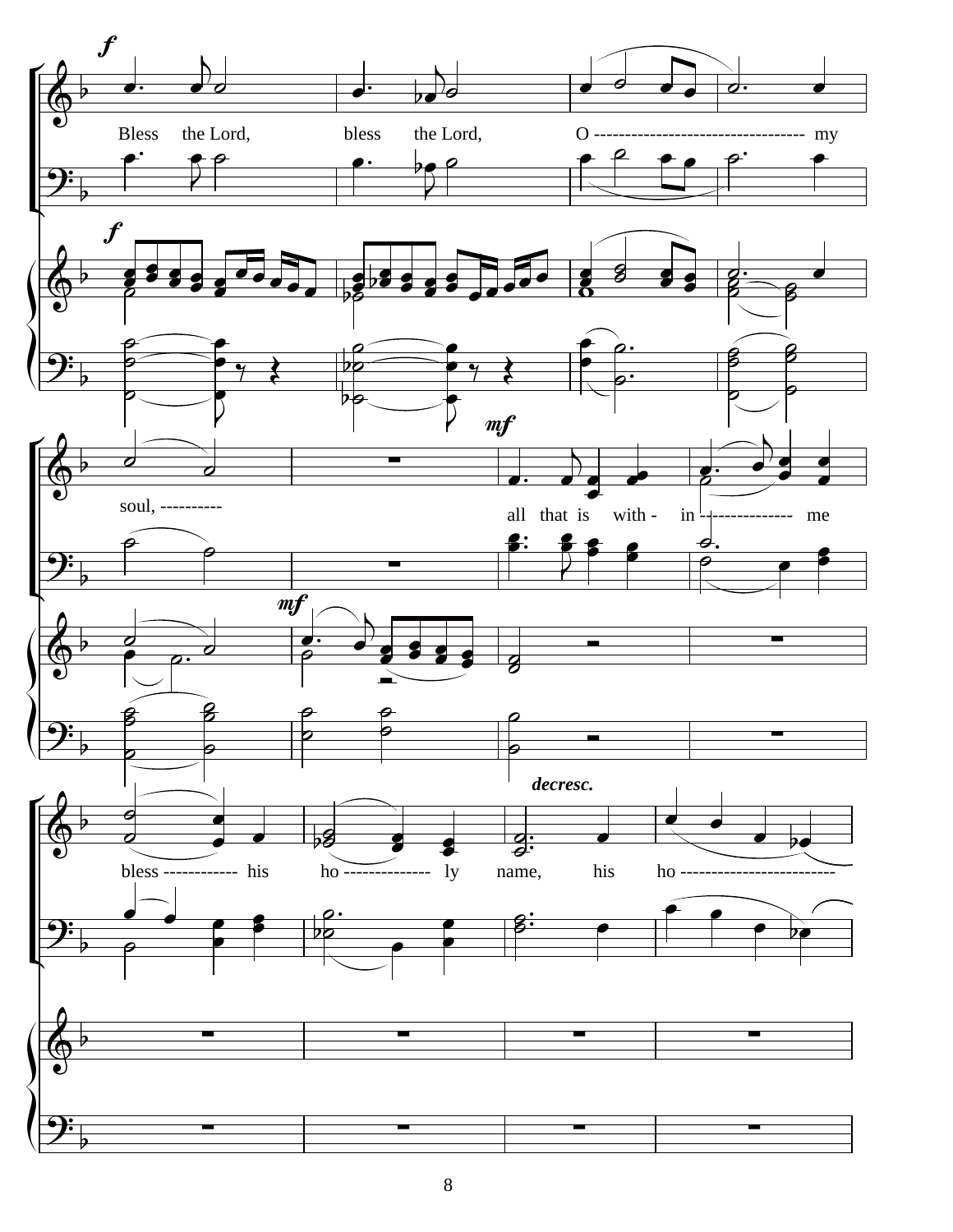*f*

Bless the Lord, bless the Lord, O ---------------------------------- my

soul, ----------

*mf*

all that is with - in --------------- me

*decresc.*

bless ------------ his ho -------------- ly name, his ho -------------------------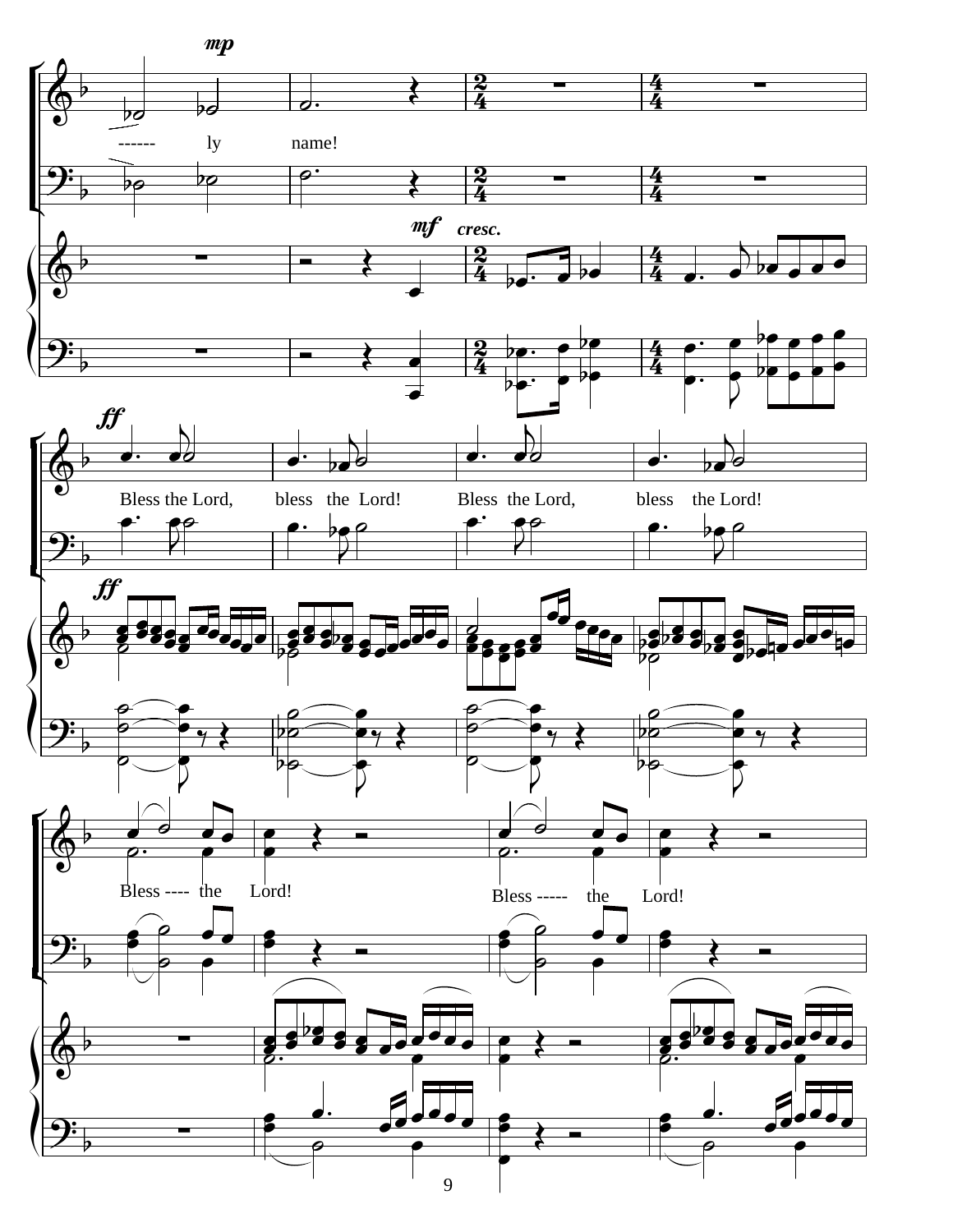*mp*

------ ly name!

*mf* *cresc.*

*ff*

Bless the Lord, bless the Lord! Bless the Lord, bless the Lord!

*ff*

Bless ---- the Lord!

Bless ----- the Lord!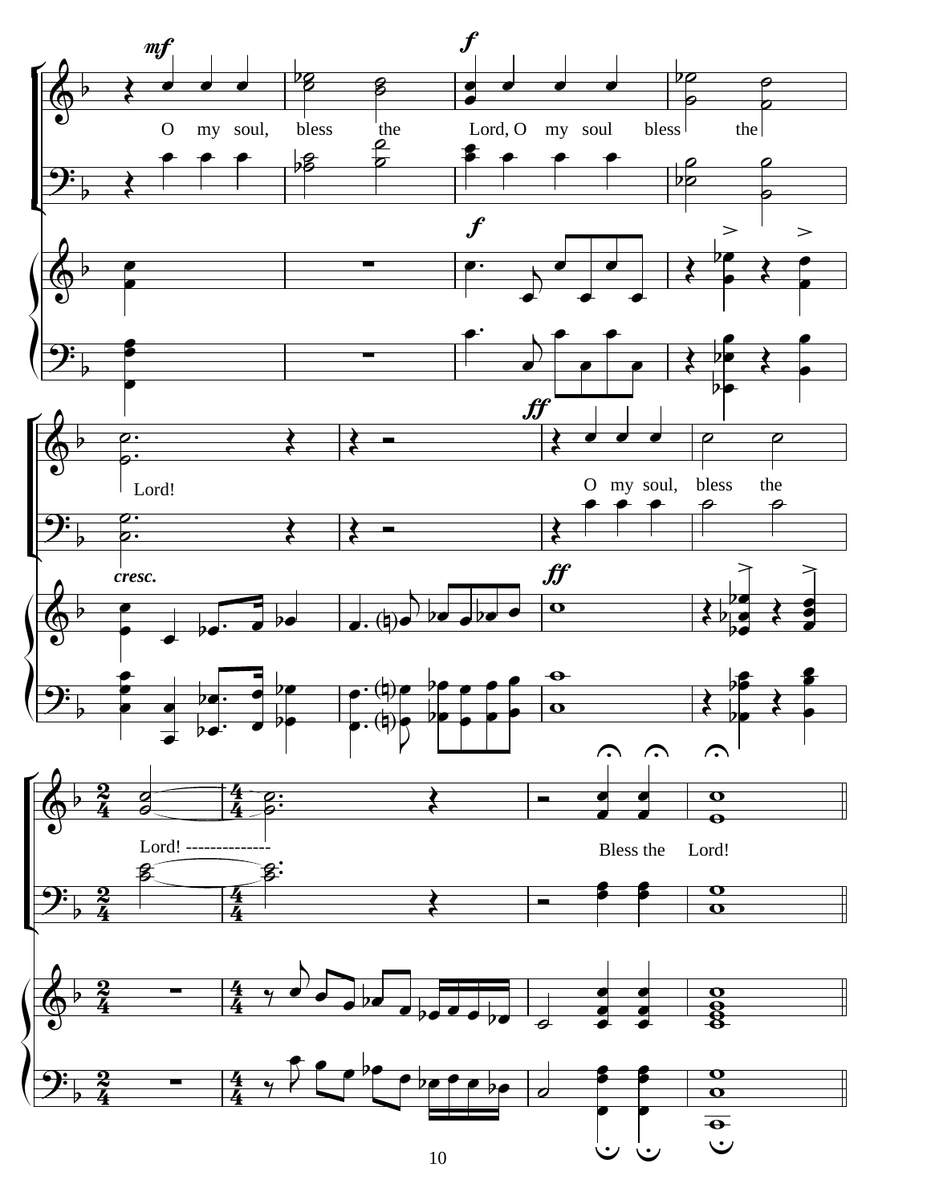O my soul, bless the Lord, O my soul bless the Lord!

O my soul, bless the Lord! ------------- Bless the Lord!